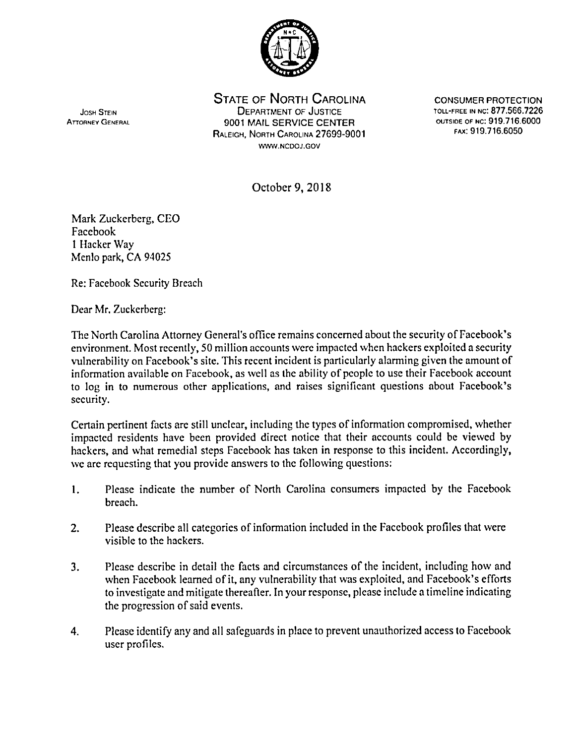STATE OF NORTH CAROLINA
DEPARTMENT OF JUSTICE
9001 MAIL SERVICE CENTER
RALEIGH, NORTH CAROLINA 27699-9001
WWW.NCDOJ.GOV

JOSH STEIN
ATTORNEY GENERAL

CONSUMER PROTECTION
TOLL-FREE IN NC: 877.566.7226
OUTSIDE OF NC: 919.716.6000
FAX: 919.716.6050

October 9, 2018

Mark Zuckerberg, CEO
Facebook
1 Hacker Way
Menlo park, CA 94025

Re: Facebook Security Breach

Dear Mr. Zuckerberg:

The North Carolina Attorney General's office remains concerned about the security of Facebook's environment. Most recently, 50 million accounts were impacted when hackers exploited a security vulnerability on Facebook's site. This recent incident is particularly alarming given the amount of information available on Facebook, as well as the ability of people to use their Facebook account to log in to numerous other applications, and raises significant questions about Facebook's security.

Certain pertinent facts are still unclear, including the types of information compromised, whether impacted residents have been provided direct notice that their accounts could be viewed by hackers, and what remedial steps Facebook has taken in response to this incident. Accordingly, we are requesting that you provide answers to the following questions:

1. Please indicate the number of North Carolina consumers impacted by the Facebook breach.

2. Please describe all categories of information included in the Facebook profiles that were visible to the hackers.

3. Please describe in detail the facts and circumstances of the incident, including how and when Facebook learned of it, any vulnerability that was exploited, and Facebook's efforts to investigate and mitigate thereafter. In your response, please include a timeline indicating the progression of said events.

4. Please identify any and all safeguards in place to prevent unauthorized access to Facebook user profiles.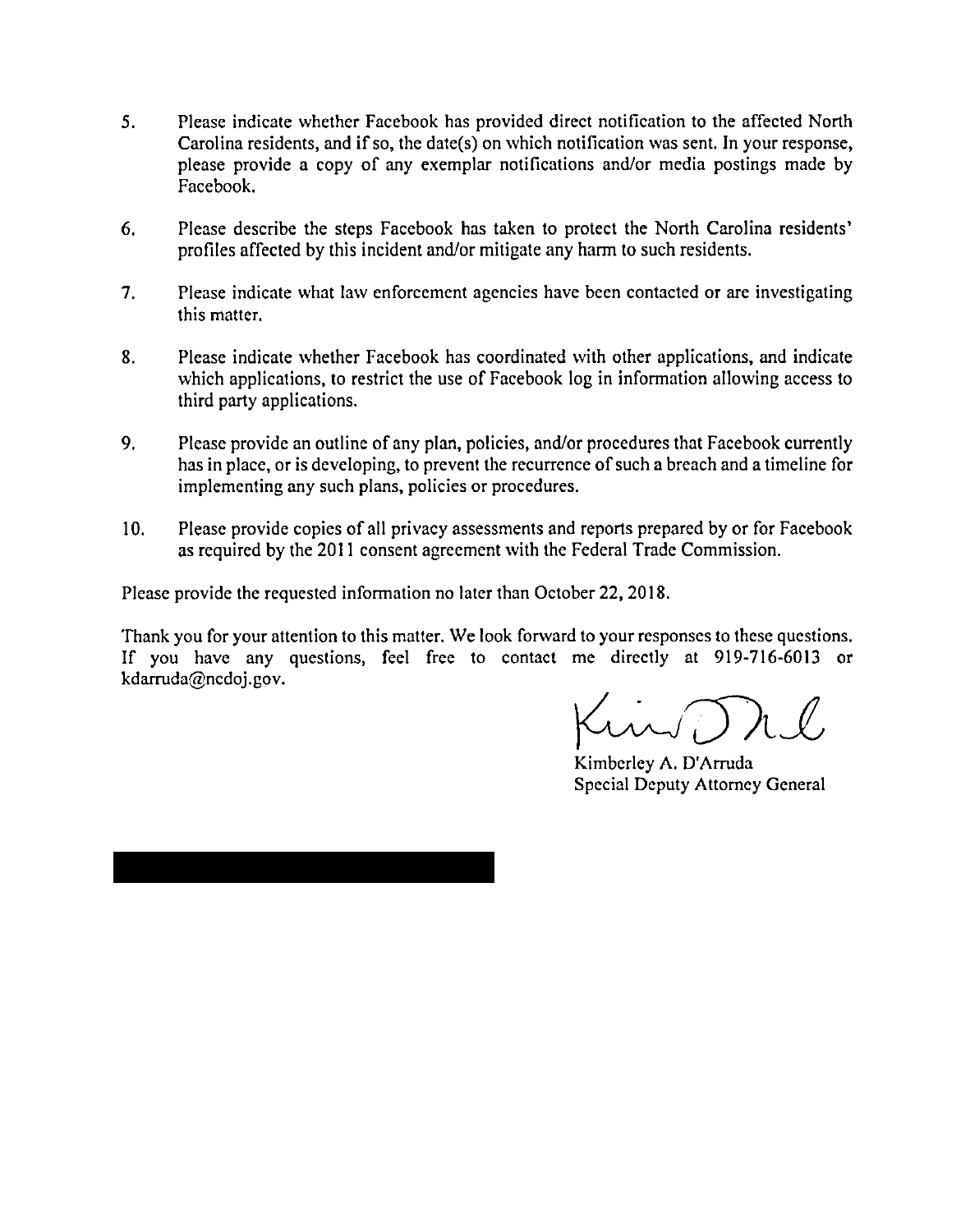5. Please indicate whether Facebook has provided direct notification to the affected North Carolina residents, and if so, the date(s) on which notification was sent. In your response, please provide a copy of any exemplar notifications and/or media postings made by Facebook.

6. Please describe the steps Facebook has taken to protect the North Carolina residents' profiles affected by this incident and/or mitigate any harm to such residents.

7. Please indicate what law enforcement agencies have been contacted or are investigating this matter.

8. Please indicate whether Facebook has coordinated with other applications, and indicate which applications, to restrict the use of Facebook log in information allowing access to third party applications.

9. Please provide an outline of any plan, policies, and/or procedures that Facebook currently has in place, or is developing, to prevent the recurrence of such a breach and a timeline for implementing any such plans, policies or procedures.

10. Please provide copies of all privacy assessments and reports prepared by or for Facebook as required by the 2011 consent agreement with the Federal Trade Commission.

Please provide the requested information no later than October 22, 2018.

Thank you for your attention to this matter. We look forward to your responses to these questions. If you have any questions, feel free to contact me directly at 919-716-6013 or kdarruda@ncdoj.gov.

Kimberley A. D'Arruda
Special Deputy Attorney General